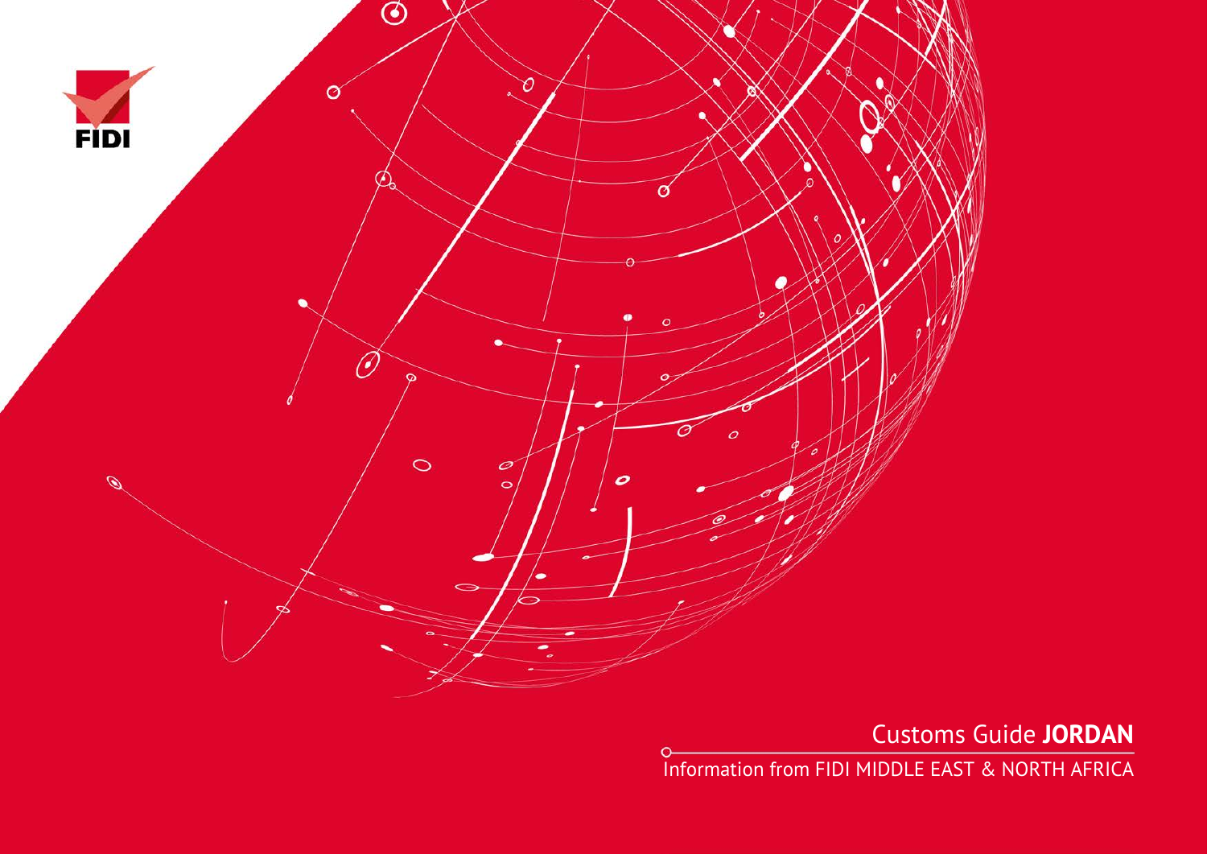FIDI

# Customs Guide **JORDAN**

Information from FIDI MIDDLE EAST & NORTH AFRICA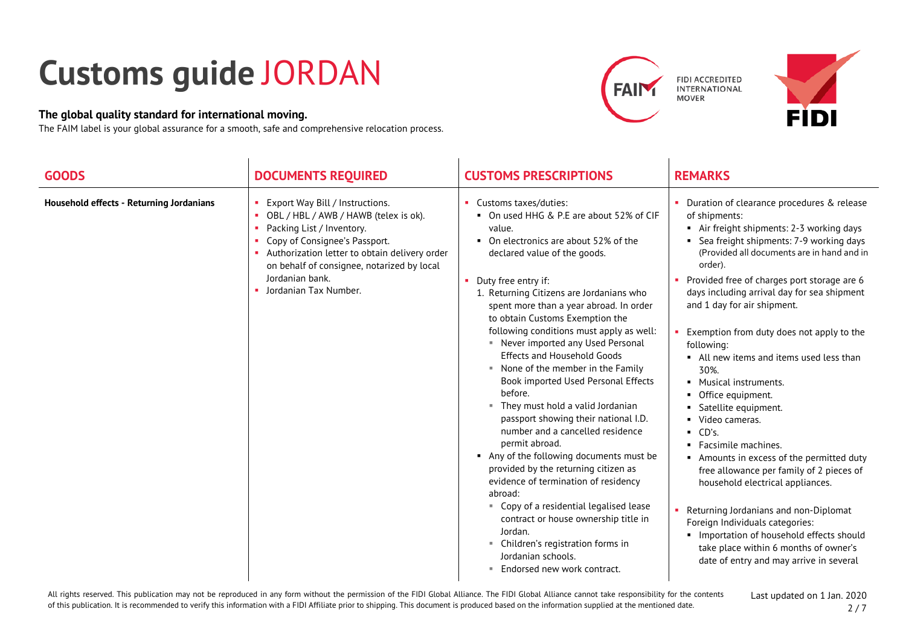# Customs guide JORDAN

**The global quality standard for international moving.**
The FAIM label is your global assurance for a smooth, safe and comprehensive relocation process.

FIDI ACCREDITED INTERNATIONAL MOVER

| GOODS | DOCUMENTS REQUIRED | CUSTOMS PRESCRIPTIONS | REMARKS |
|---|---|---|---|
| **Household effects - Returning Jordanians** | - Export Way Bill / Instructions.<br>- OBL / HBL / AWB / HAWB (telex is ok).<br>- Packing List / Inventory.<br>- Copy of Consignee's Passport.<br>- Authorization letter to obtain delivery order on behalf of consignee, notarized by local Jordanian bank.<br>- Jordanian Tax Number. | - Customs taxes/duties:<br>  - On used HHG & P.E are about 52% of CIF value.<br>  - On electronics are about 52% of the declared value of the goods.<br>- Duty free entry if:<br>  1. Returning Citizens are Jordanians who spent more than a year abroad. In order to obtain Customs Exemption the following conditions must apply as well:<br>    - Never imported any Used Personal Effects and Household Goods<br>    - None of the member in the Family Book imported Used Personal Effects before.<br>    - They must hold a valid Jordanian passport showing their national I.D. number and a cancelled residence permit abroad.<br>  - Any of the following documents must be provided by the returning citizen as evidence of termination of residency abroad:<br>    - Copy of a residential legalised lease contract or house ownership title in Jordan.<br>    - Children's registration forms in Jordanian schools.<br>    - Endorsed new work contract. | - Duration of clearance procedures & release of shipments:<br>  - Air freight shipments: 2-3 working days<br>  - Sea freight shipments: 7-9 working days (Provided all documents are in hand and in order).<br>- Provided free of charges port storage are 6 days including arrival day for sea shipment and 1 day for air shipment.<br>- Exemption from duty does not apply to the following:<br>  - All new items and items used less than 30%.<br>  - Musical instruments.<br>  - Office equipment.<br>  - Satellite equipment.<br>  - Video cameras.<br>  - CD's.<br>  - Facsimile machines.<br>  - Amounts in excess of the permitted duty free allowance per family of 2 pieces of household electrical appliances.<br>- Returning Jordanians and non-Diplomat Foreign Individuals categories:<br>  - Importation of household effects should take place within 6 months of owner's date of entry and may arrive in several |

All rights reserved. This publication may not be reproduced in any form without the permission of the FIDI Global Alliance. The FIDI Global Alliance cannot take responsibility for the contents of this publication. It is recommended to verify this information with a FIDI Affiliate prior to shipping. This document is produced based on the information supplied at the mentioned date.

Last updated on 1 Jan. 2020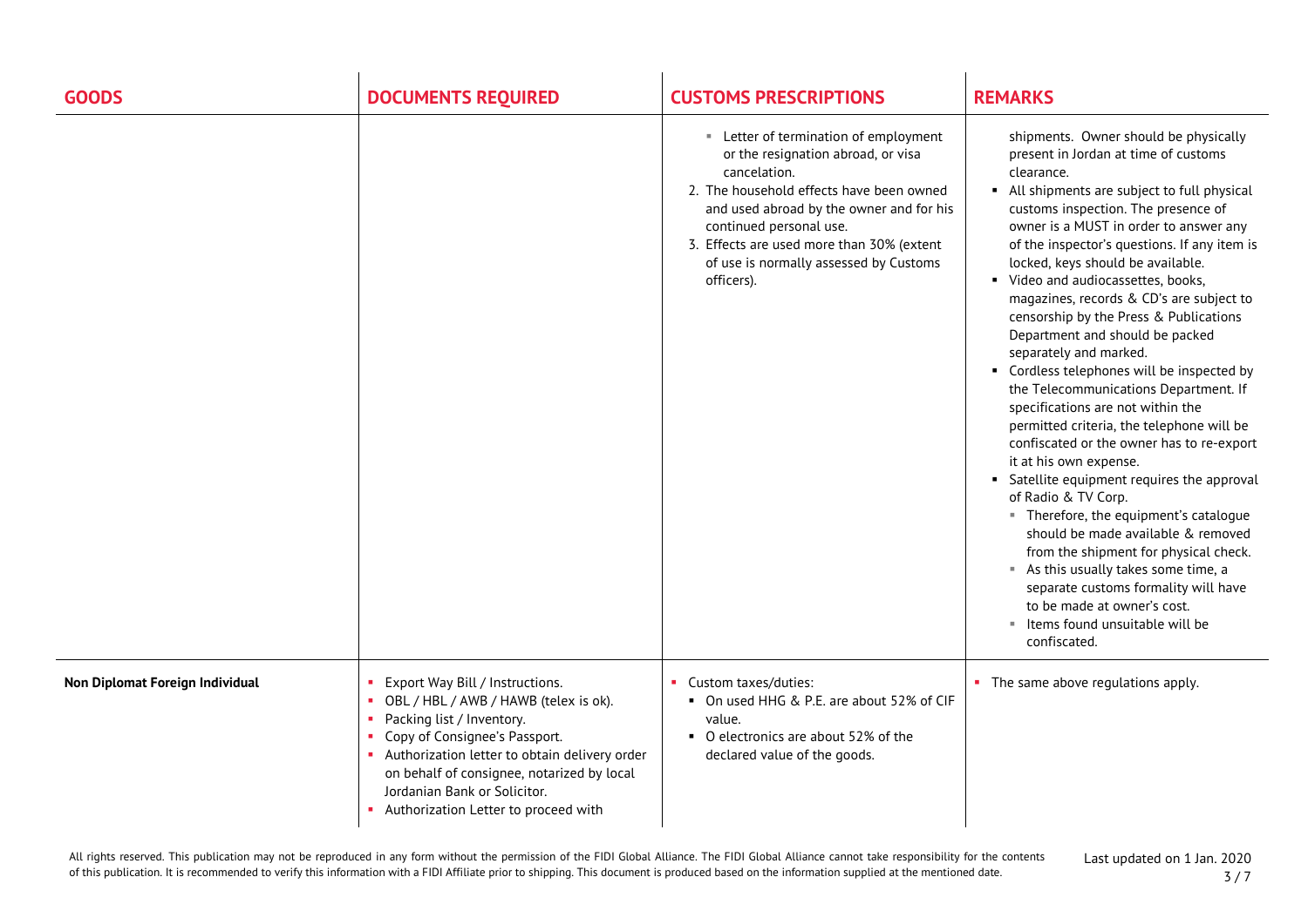| GOODS | DOCUMENTS REQUIRED | CUSTOMS PRESCRIPTIONS | REMARKS |
|---|---|---|---|
| | | ▪ Letter of termination of employment or the resignation abroad, or visa cancelation.<br>2. The household effects have been owned and used abroad by the owner and for his continued personal use.<br>3. Effects are used more than 30% (extent of use is normally assessed by Customs officers). | shipments. Owner should be physically present in Jordan at time of customs clearance.<br>▪ All shipments are subject to full physical customs inspection. The presence of owner is a MUST in order to answer any of the inspector's questions. If any item is locked, keys should be available.<br>▪ Video and audiocassettes, books, magazines, records & CD's are subject to censorship by the Press & Publications Department and should be packed separately and marked.<br>▪ Cordless telephones will be inspected by the Telecommunications Department. If specifications are not within the permitted criteria, the telephone will be confiscated or the owner has to re-export it at his own expense.<br>▪ Satellite equipment requires the approval of Radio & TV Corp.<br>▪ Therefore, the equipment's catalogue should be made available & removed from the shipment for physical check.<br>▪ As this usually takes some time, a separate customs formality will have to be made at owner's cost.<br>▪ Items found unsuitable will be confiscated. |
| **Non Diplomat Foreign Individual** | ▪ Export Way Bill / Instructions.<br>▪ OBL / HBL / AWB / HAWB (telex is ok).<br>▪ Packing list / Inventory.<br>▪ Copy of Consignee's Passport.<br>▪ Authorization letter to obtain delivery order on behalf of consignee, notarized by local Jordanian Bank or Solicitor.<br>▪ Authorization Letter to proceed with | ▪ Custom taxes/duties:<br>▪ On used HHG & P.E. are about 52% of CIF value.<br>▪ O electronics are about 52% of the declared value of the goods. | ▪ The same above regulations apply. |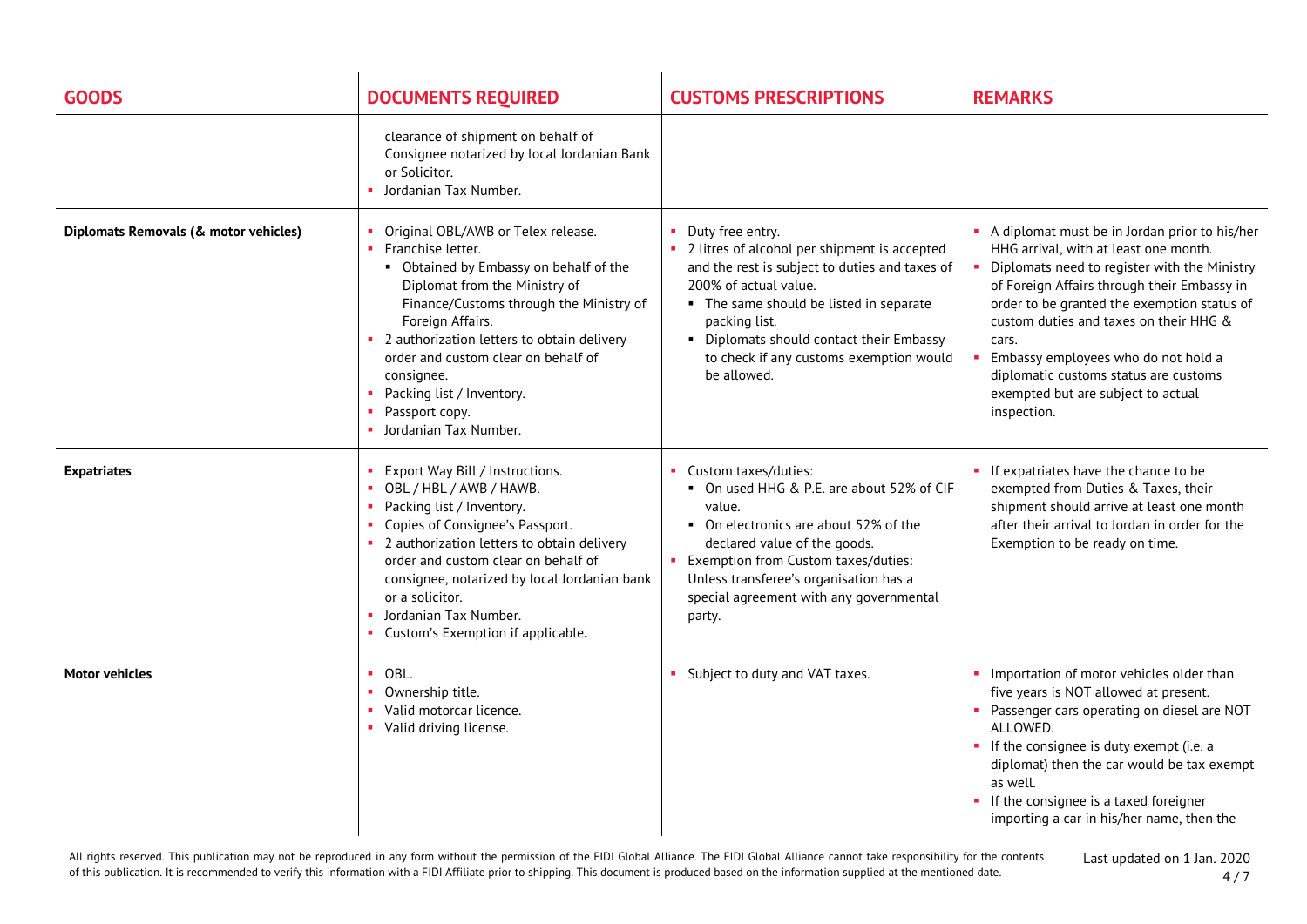| GOODS | DOCUMENTS REQUIRED | CUSTOMS PRESCRIPTIONS | REMARKS |
| --- | --- | --- | --- |
| | clearance of shipment on behalf of Consignee notarized by local Jordanian Bank or Solicitor.<br>▪ Jordanian Tax Number. | | |
| **Diplomats Removals (& motor vehicles)** | ▪ Original OBL/AWB or Telex release.<br>▪ Franchise letter.<br>  ▪ Obtained by Embassy on behalf of the Diplomat from the Ministry of Finance/Customs through the Ministry of Foreign Affairs.<br>▪ 2 authorization letters to obtain delivery order and custom clear on behalf of consignee.<br>▪ Packing list / Inventory.<br>▪ Passport copy.<br>▪ Jordanian Tax Number. | ▪ Duty free entry.<br>▪ 2 litres of alcohol per shipment is accepted and the rest is subject to duties and taxes of 200% of actual value.<br>  ▪ The same should be listed in separate packing list.<br>  ▪ Diplomats should contact their Embassy to check if any customs exemption would be allowed. | ▪ A diplomat must be in Jordan prior to his/her HHG arrival, with at least one month.<br>▪ Diplomats need to register with the Ministry of Foreign Affairs through their Embassy in order to be granted the exemption status of custom duties and taxes on their HHG & cars.<br>▪ Embassy employees who do not hold a diplomatic customs status are customs exempted but are subject to actual inspection. |
| **Expatriates** | ▪ Export Way Bill / Instructions.<br>▪ OBL / HBL / AWB / HAWB.<br>▪ Packing list / Inventory.<br>▪ Copies of Consignee's Passport.<br>▪ 2 authorization letters to obtain delivery order and custom clear on behalf of consignee, notarized by local Jordanian bank or a solicitor.<br>▪ Jordanian Tax Number.<br>▪ Custom's Exemption if applicable. | ▪ Custom taxes/duties:<br>  ▪ On used HHG & P.E. are about 52% of CIF value.<br>  ▪ On electronics are about 52% of the declared value of the goods.<br>▪ Exemption from Custom taxes/duties: Unless transferee's organisation has a special agreement with any governmental party. | ▪ If expatriates have the chance to be exempted from Duties & Taxes, their shipment should arrive at least one month after their arrival to Jordan in order for the Exemption to be ready on time. |
| **Motor vehicles** | ▪ OBL.<br>▪ Ownership title.<br>▪ Valid motorcar licence.<br>▪ Valid driving license. | ▪ Subject to duty and VAT taxes. | ▪ Importation of motor vehicles older than five years is NOT allowed at present.<br>▪ Passenger cars operating on diesel are NOT ALLOWED.<br>▪ If the consignee is duty exempt (i.e. a diplomat) then the car would be tax exempt as well.<br>▪ If the consignee is a taxed foreigner importing a car in his/her name, then the |

All rights reserved. This publication may not be reproduced in any form without the permission of the FIDI Global Alliance. The FIDI Global Alliance cannot take responsibility for the contents of this publication. It is recommended to verify this information with a FIDI Affiliate prior to shipping. This document is produced based on the information supplied at the mentioned date.

Last updated on 1 Jan. 2020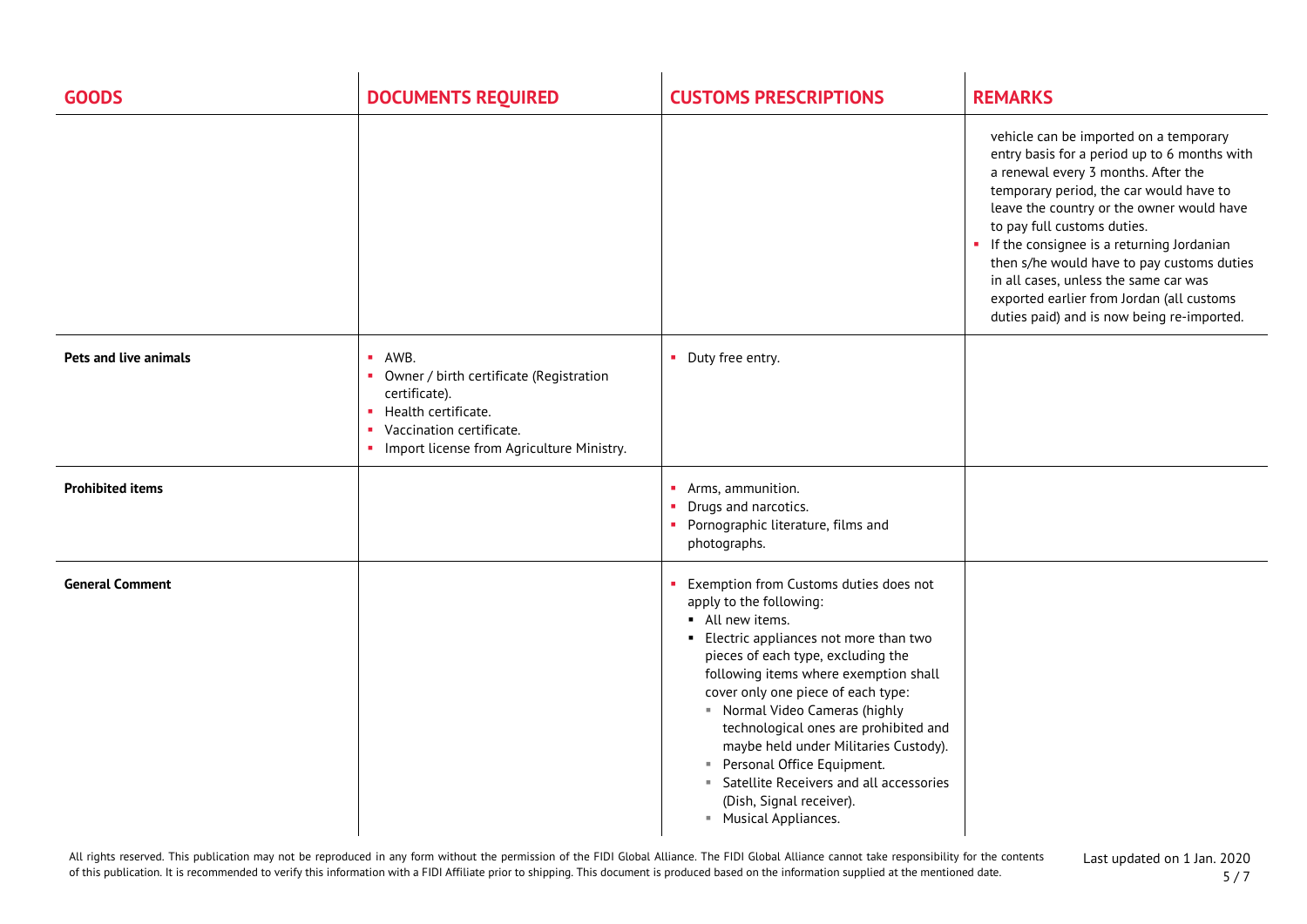| GOODS | DOCUMENTS REQUIRED | CUSTOMS PRESCRIPTIONS | REMARKS |
|---|---|---|---|
| | | | vehicle can be imported on a temporary entry basis for a period up to 6 months with a renewal every 3 months. After the temporary period, the car would have to leave the country or the owner would have to pay full customs duties.<br>▪ If the consignee is a returning Jordanian then s/he would have to pay customs duties in all cases, unless the same car was exported earlier from Jordan (all customs duties paid) and is now being re-imported. |
| **Pets and live animals** | ▪ AWB.<br>▪ Owner / birth certificate (Registration certificate).<br>▪ Health certificate.<br>▪ Vaccination certificate.<br>▪ Import license from Agriculture Ministry. | ▪ Duty free entry. | |
| **Prohibited items** | | ▪ Arms, ammunition.<br>▪ Drugs and narcotics.<br>▪ Pornographic literature, films and photographs. | |
| **General Comment** | | ▪ Exemption from Customs duties does not apply to the following:<br>  ▪ All new items.<br>  ▪ Electric appliances not more than two pieces of each type, excluding the following items where exemption shall cover only one piece of each type:<br>    ▪ Normal Video Cameras (highly technological ones are prohibited and maybe held under Militaries Custody).<br>    ▪ Personal Office Equipment.<br>    ▪ Satellite Receivers and all accessories (Dish, Signal receiver).<br>    ▪ Musical Appliances. | |

All rights reserved. This publication may not be reproduced in any form without the permission of the FIDI Global Alliance. The FIDI Global Alliance cannot take responsibility for the contents of this publication. It is recommended to verify this information with a FIDI Affiliate prior to shipping. This document is produced based on the information supplied at the mentioned date.

Last updated on 1 Jan. 2020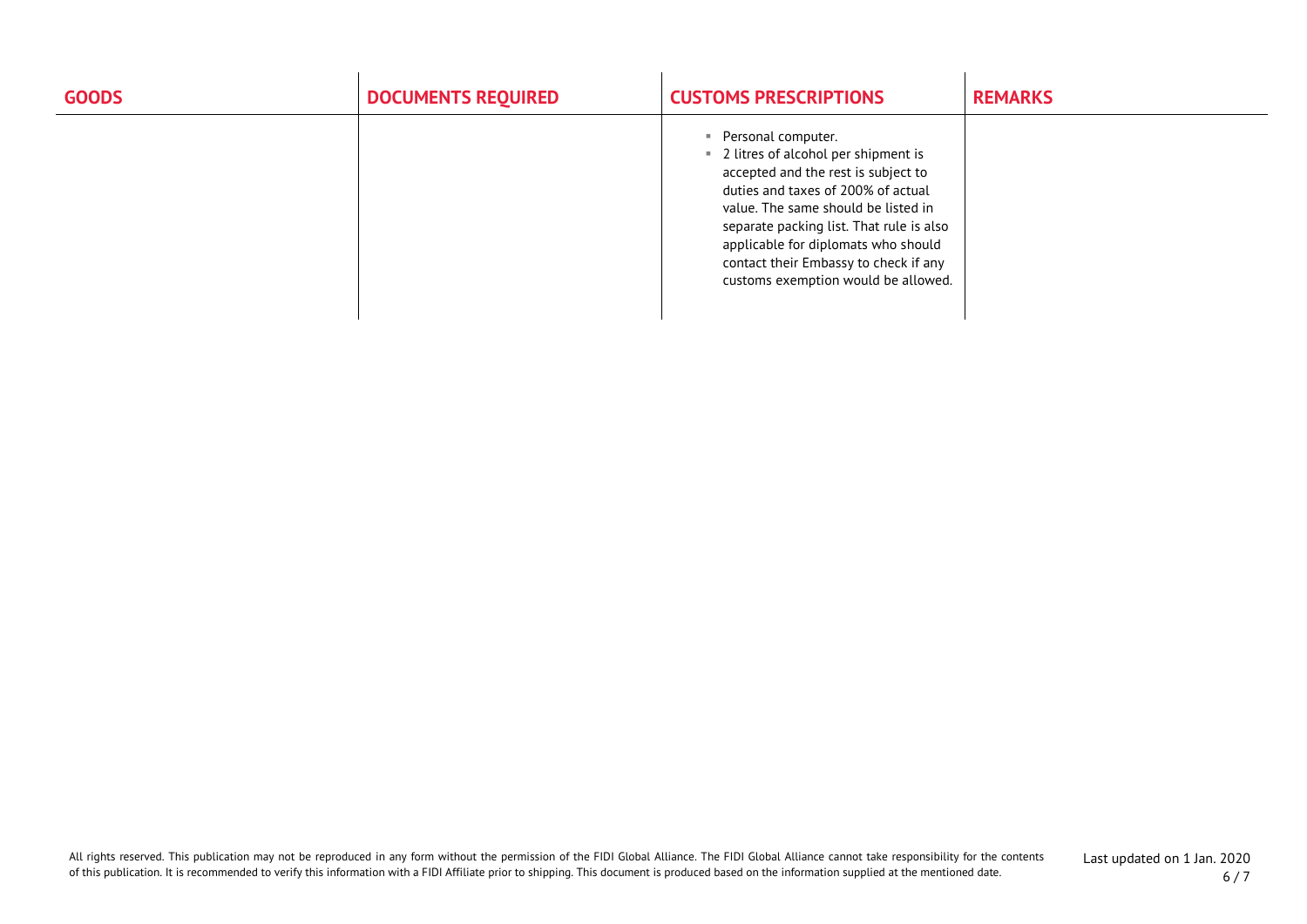| GOODS | DOCUMENTS REQUIRED | CUSTOMS PRESCRIPTIONS | REMARKS |
|---|---|---|---|
| | | ▪ Personal computer.<br>▪ 2 litres of alcohol per shipment is accepted and the rest is subject to duties and taxes of 200% of actual value. The same should be listed in separate packing list. That rule is also applicable for diplomats who should contact their Embassy to check if any customs exemption would be allowed. | |

All rights reserved. This publication may not be reproduced in any form without the permission of the FIDI Global Alliance. The FIDI Global Alliance cannot take responsibility for the contents of this publication. It is recommended to verify this information with a FIDI Affiliate prior to shipping. This document is produced based on the information supplied at the mentioned date.

Last updated on 1 Jan. 2020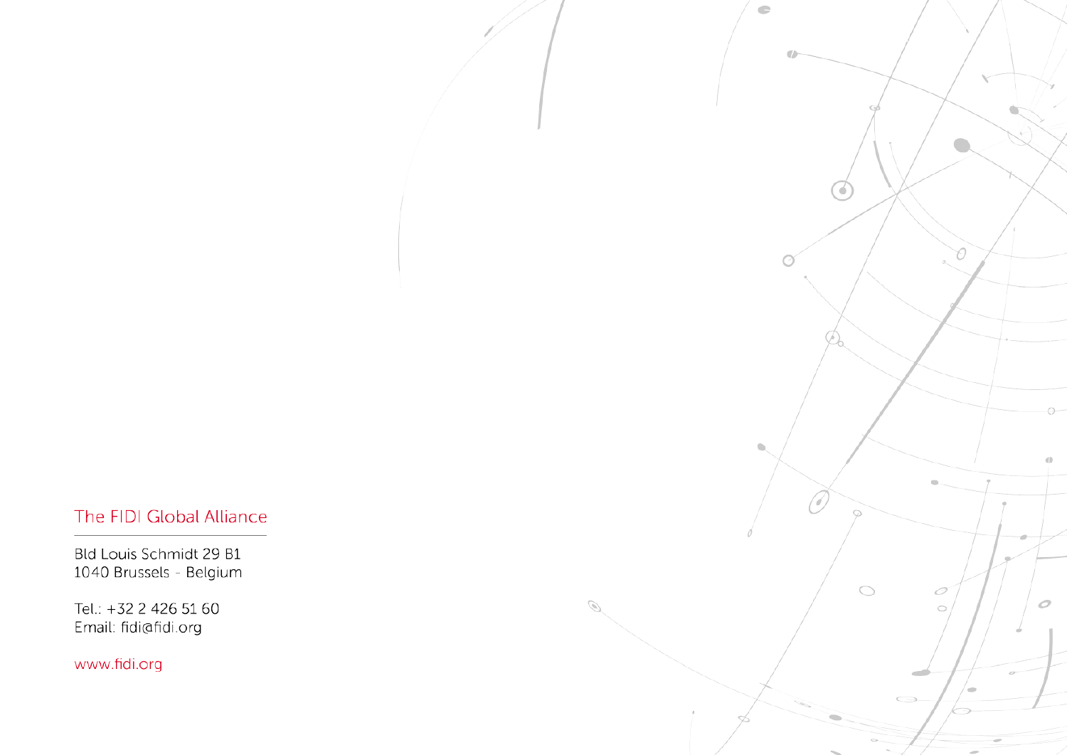The FIDI Global Alliance

Bld Louis Schmidt 29 B1
1040 Brussels - Belgium

Tel.: +32 2 426 51 60
Email: fidi@fidi.org

www.fidi.org